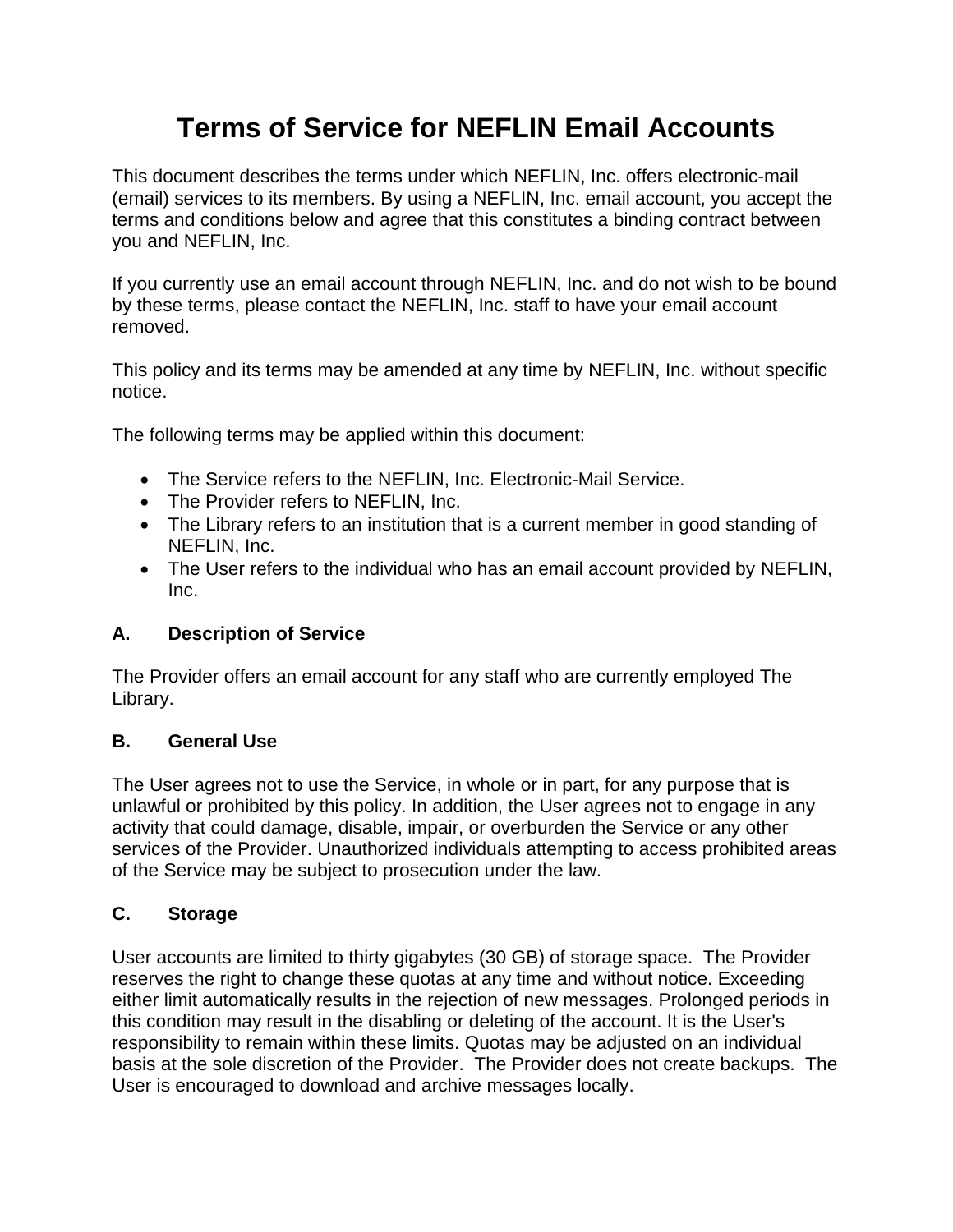# Terms of Service for NEFLIN Email Accounts

This document describes the terms under which NEFLIN, Inc. offers electronic-mail (email) services to its members. By using a NEFLIN, Inc. email account, you accept the terms and conditions below and agree that this constitutes a binding contract between you and NEFLIN, Inc.

If you currently use an email account through NEFLIN, Inc. and do not wish to be bound by these terms, please contact the NEFLIN, Inc. staff to have your email account removed.

This policy and its terms may be amended at any time by NEFLIN, Inc. without specific notice.

The following terms may be applied within this document:

- The Service refers to the NEFLIN, Inc. Electronic-Mail Service.
- The Provider refers to NEFLIN, Inc.
- The Library refers to an institution that is a current member in good standing of NEFLIN, Inc.
- The User refers to the individual who has an email account provided by NEFLIN, Inc.

### A. Description of Service

The Provider offers an email account for any staff who are currently employed The Library.

### B. General Use

The User agrees not to use the Service, in whole or in part, for any purpose that is unlawful or prohibited by this policy. In addition, the User agrees not to engage in any activity that could damage, disable, impair, or overburden the Service or any other services of the Provider. Unauthorized individuals attempting to access prohibited areas of the Service may be subject to prosecution under the law.

### C. Storage

User accounts are limited to thirty gigabytes (30 GB) of storage space. The Provider reserves the right to change these quotas at any time and without notice. Exceeding either limit automatically results in the rejection of new messages. Prolonged periods in this condition may result in the disabling or deleting of the account. It is the User's responsibility to remain within these limits. Quotas may be adjusted on an individual basis at the sole discretion of the Provider. The Provider does not create backups. The User is encouraged to download and archive messages locally.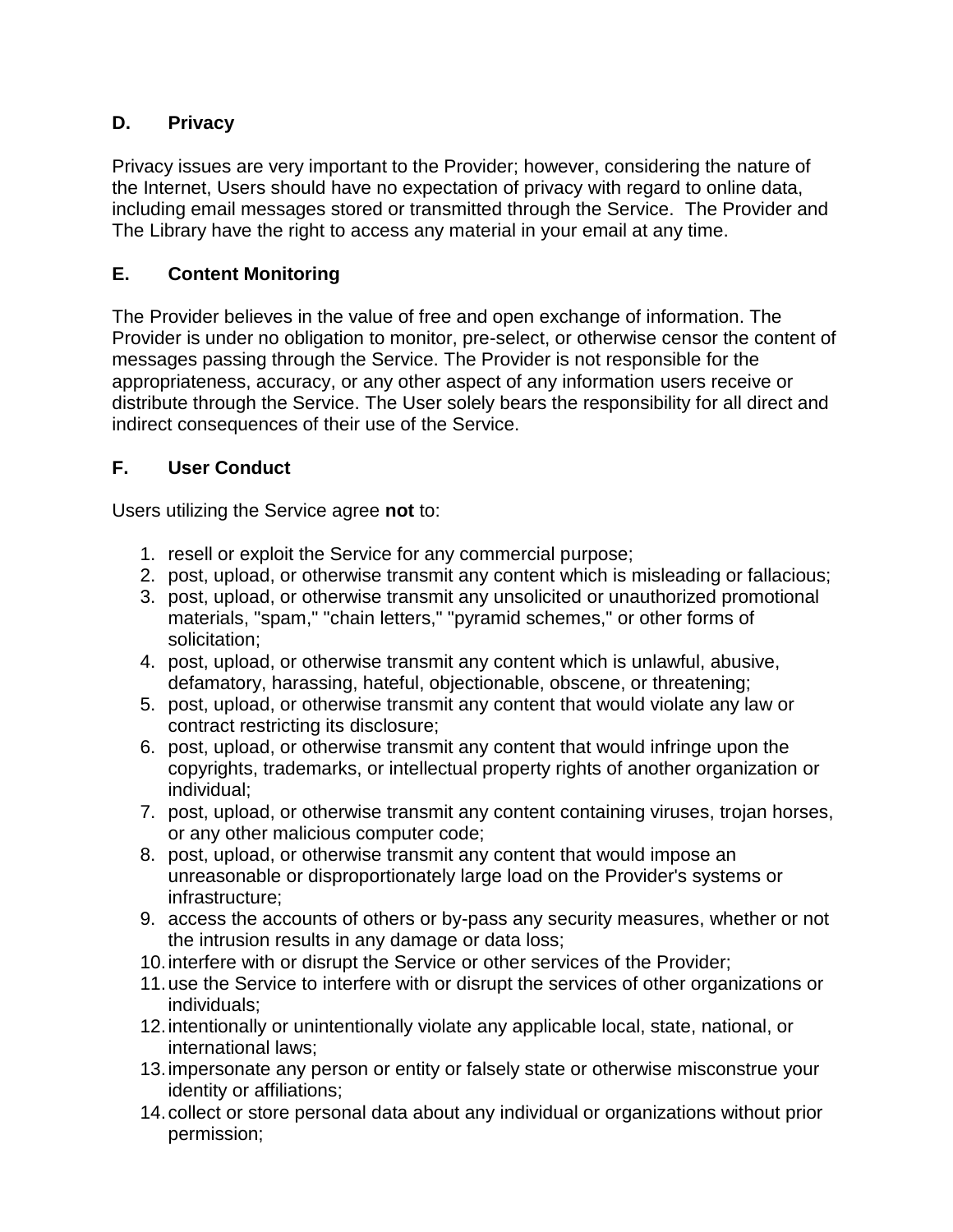## D. Privacy

Privacy issues are very important to the Provider; however, considering the nature of the Internet, Users should have no expectation of privacy with regard to online data, including email messages stored or transmitted through the Service. The Provider and The Library have the right to access any material in your email at any time.

## E. Content Monitoring

The Provider believes in the value of free and open exchange of information. The Provider is under no obligation to monitor, pre-select, or otherwise censor the content of messages passing through the Service. The Provider is not responsible for the appropriateness, accuracy, or any other aspect of any information users receive or distribute through the Service. The User solely bears the responsibility for all direct and indirect consequences of their use of the Service.

## F. User Conduct

Users utilizing the Service agree **not** to:

1. resell or exploit the Service for any commercial purpose;
2. post, upload, or otherwise transmit any content which is misleading or fallacious;
3. post, upload, or otherwise transmit any unsolicited or unauthorized promotional materials, "spam," "chain letters," "pyramid schemes," or other forms of solicitation;
4. post, upload, or otherwise transmit any content which is unlawful, abusive, defamatory, harassing, hateful, objectionable, obscene, or threatening;
5. post, upload, or otherwise transmit any content that would violate any law or contract restricting its disclosure;
6. post, upload, or otherwise transmit any content that would infringe upon the copyrights, trademarks, or intellectual property rights of another organization or individual;
7. post, upload, or otherwise transmit any content containing viruses, trojan horses, or any other malicious computer code;
8. post, upload, or otherwise transmit any content that would impose an unreasonable or disproportionately large load on the Provider's systems or infrastructure;
9. access the accounts of others or by-pass any security measures, whether or not the intrusion results in any damage or data loss;
10. interfere with or disrupt the Service or other services of the Provider;
11. use the Service to interfere with or disrupt the services of other organizations or individuals;
12. intentionally or unintentionally violate any applicable local, state, national, or international laws;
13. impersonate any person or entity or falsely state or otherwise misconstrue your identity or affiliations;
14. collect or store personal data about any individual or organizations without prior permission;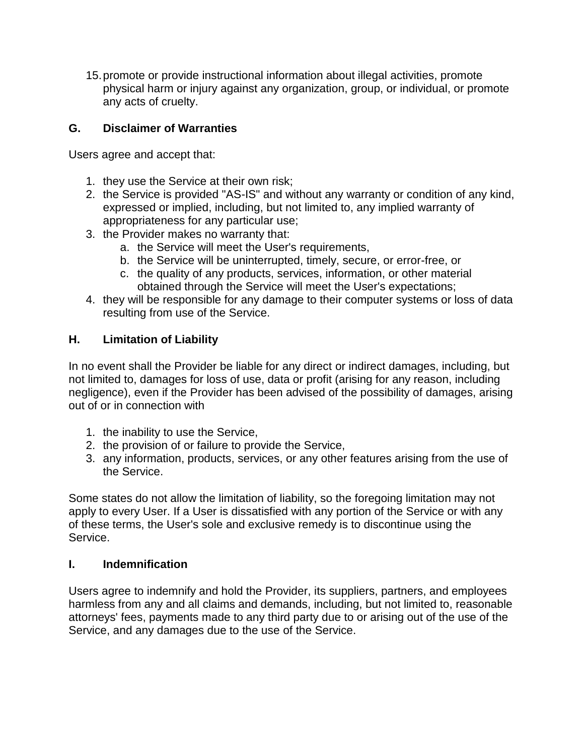15. promote or provide instructional information about illegal activities, promote physical harm or injury against any organization, group, or individual, or promote any acts of cruelty.

## G. Disclaimer of Warranties

Users agree and accept that:

1. they use the Service at their own risk;
2. the Service is provided "AS-IS" and without any warranty or condition of any kind, expressed or implied, including, but not limited to, any implied warranty of appropriateness for any particular use;
3. the Provider makes no warranty that:
   a. the Service will meet the User's requirements,
   b. the Service will be uninterrupted, timely, secure, or error-free, or
   c. the quality of any products, services, information, or other material obtained through the Service will meet the User's expectations;
4. they will be responsible for any damage to their computer systems or loss of data resulting from use of the Service.

## H. Limitation of Liability

In no event shall the Provider be liable for any direct or indirect damages, including, but not limited to, damages for loss of use, data or profit (arising for any reason, including negligence), even if the Provider has been advised of the possibility of damages, arising out of or in connection with

1. the inability to use the Service,
2. the provision of or failure to provide the Service,
3. any information, products, services, or any other features arising from the use of the Service.

Some states do not allow the limitation of liability, so the foregoing limitation may not apply to every User. If a User is dissatisfied with any portion of the Service or with any of these terms, the User's sole and exclusive remedy is to discontinue using the Service.

## I. Indemnification

Users agree to indemnify and hold the Provider, its suppliers, partners, and employees harmless from any and all claims and demands, including, but not limited to, reasonable attorneys' fees, payments made to any third party due to or arising out of the use of the Service, and any damages due to the use of the Service.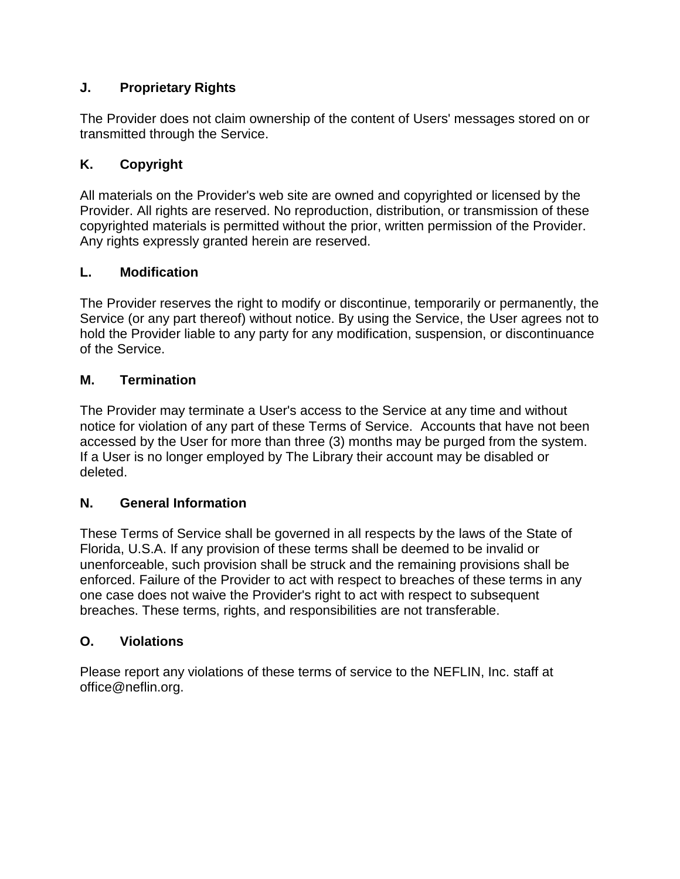## J. Proprietary Rights

The Provider does not claim ownership of the content of Users' messages stored on or transmitted through the Service.

## K. Copyright

All materials on the Provider's web site are owned and copyrighted or licensed by the Provider. All rights are reserved. No reproduction, distribution, or transmission of these copyrighted materials is permitted without the prior, written permission of the Provider. Any rights expressly granted herein are reserved.

## L. Modification

The Provider reserves the right to modify or discontinue, temporarily or permanently, the Service (or any part thereof) without notice. By using the Service, the User agrees not to hold the Provider liable to any party for any modification, suspension, or discontinuance of the Service.

## M. Termination

The Provider may terminate a User's access to the Service at any time and without notice for violation of any part of these Terms of Service. Accounts that have not been accessed by the User for more than three (3) months may be purged from the system. If a User is no longer employed by The Library their account may be disabled or deleted.

## N. General Information

These Terms of Service shall be governed in all respects by the laws of the State of Florida, U.S.A. If any provision of these terms shall be deemed to be invalid or unenforceable, such provision shall be struck and the remaining provisions shall be enforced. Failure of the Provider to act with respect to breaches of these terms in any one case does not waive the Provider's right to act with respect to subsequent breaches. These terms, rights, and responsibilities are not transferable.

## O. Violations

Please report any violations of these terms of service to the NEFLIN, Inc. staff at office@neflin.org.